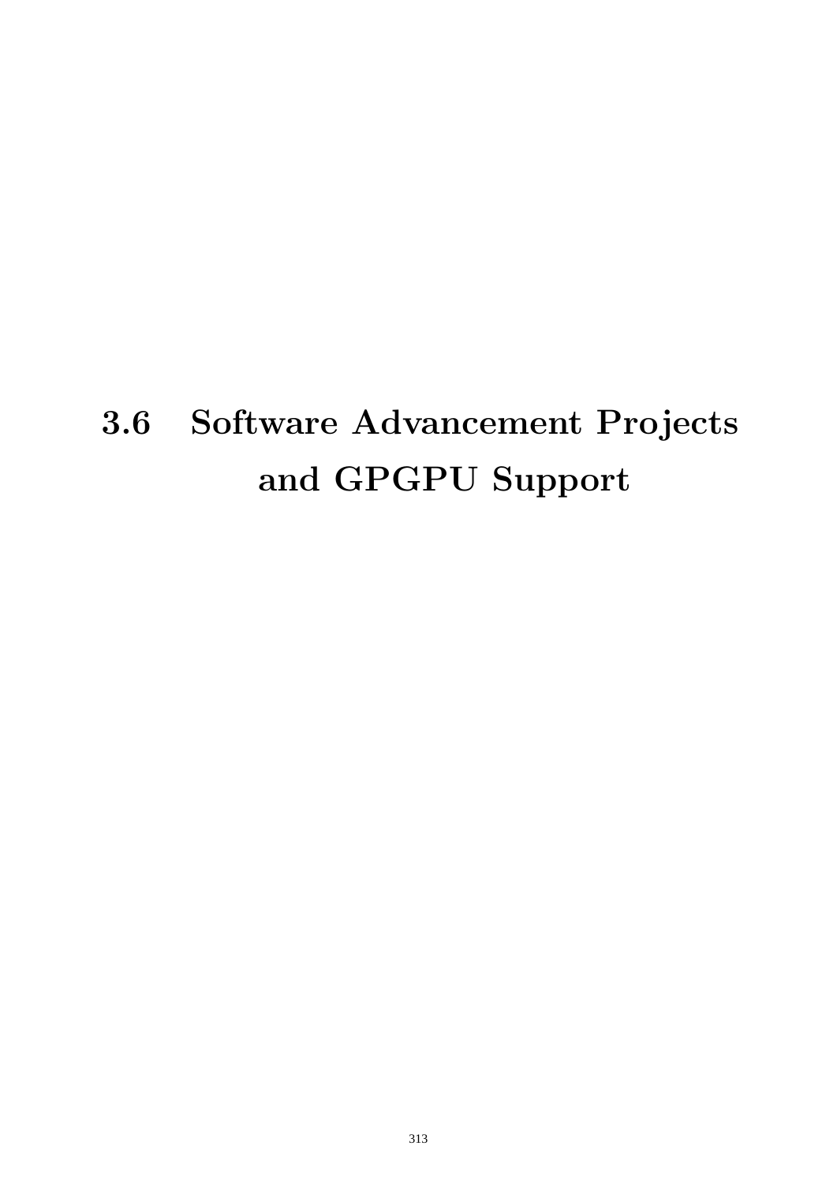# 3.6 Software Advancement Projects and GPGPU Support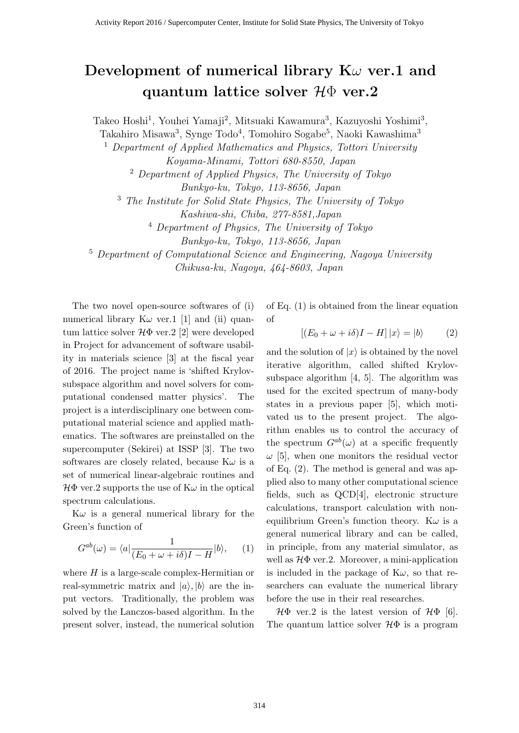# Development of numerical library K$\omega$ ver.1 and quantum lattice solver $\mathcal{H}\Phi$ ver.2

Takeo Hoshi[1], Youhei Yamaji[2], Mitsuaki Kawamura[3], Kazuyoshi Yoshimi[3], Takahiro Misawa[3], Synge Todo[4], Tomohiro Sogabe[5], Naoki Kawashima[3]

[1] *Department of Applied Mathematics and Physics, Tottori University Koyama-Minami, Tottori 680-8550, Japan*

[2] *Department of Applied Physics, The University of Tokyo Bunkyo-ku, Tokyo, 113-8656, Japan*

[3] *The Institute for Solid State Physics, The University of Tokyo Kashiwa-shi, Chiba, 277-8581,Japan*

[4] *Department of Physics, The University of Tokyo Bunkyo-ku, Tokyo, 113-8656, Japan*

[5] *Department of Computational Science and Engineering, Nagoya University Chikusa-ku, Nagoya, 464-8603, Japan*

The two novel open-source softwares of (i) numerical library K$\omega$ ver.1 [1] and (ii) quantum lattice solver $\mathcal{H}\Phi$ ver.2 [2] were developed in Project for advancement of software usability in materials science [3] at the fiscal year of 2016. The project name is 'shifted Krylov-subspace algorithm and novel solvers for computational condensed matter physics'. The project is a interdisciplinary one between computational material science and applied mathematics. The softwares are preinstalled on the supercomputer (Sekirei) at ISSP [3]. The two softwares are closely related, because K$\omega$ is a set of numerical linear-algebraic routines and $\mathcal{H}\Phi$ ver.2 supports the use of K$\omega$ in the optical spectrum calculations.

K$\omega$ is a general numerical library for the Green's function of

$$G^{ab}(\omega) = \langle a| \frac{1}{(E_0 + \omega + i\delta)I - H} |b\rangle, \qquad (1)$$

where $H$ is a large-scale complex-Hermitian or real-symmetric matrix and $|a\rangle, |b\rangle$ are the input vectors. Traditionally, the problem was solved by the Lanczos-based algorithm. In the present solver, instead, the numerical solution of Eq. (1) is obtained from the linear equation of

$$[(E_0 + \omega + i\delta)I - H]\,|x\rangle = |b\rangle \qquad (2)$$

and the solution of $|x\rangle$ is obtained by the novel iterative algorithm, called shifted Krylov-subspace algorithm [4, 5]. The algorithm was used for the excited spectrum of many-body states in a previous paper [5], which motivated us to the present project. The algorithm enables us to control the accuracy of the spectrum $G^{ab}(\omega)$ at a specific frequently $\omega$ [5], when one monitors the residual vector of Eq. (2). The method is general and was applied also to many other computational science fields, such as QCD[4], electronic structure calculations, transport calculation with non-equilibrium Green's function theory. K$\omega$ is a general numerical library and can be called, in principle, from any material simulator, as well as $\mathcal{H}\Phi$ ver.2. Moreover, a mini-application is included in the package of K$\omega$, so that researchers can evaluate the numerical library before the use in their real researches.

$\mathcal{H}\Phi$ ver.2 is the latest version of $\mathcal{H}\Phi$ [6]. The quantum lattice solver $\mathcal{H}\Phi$ is a program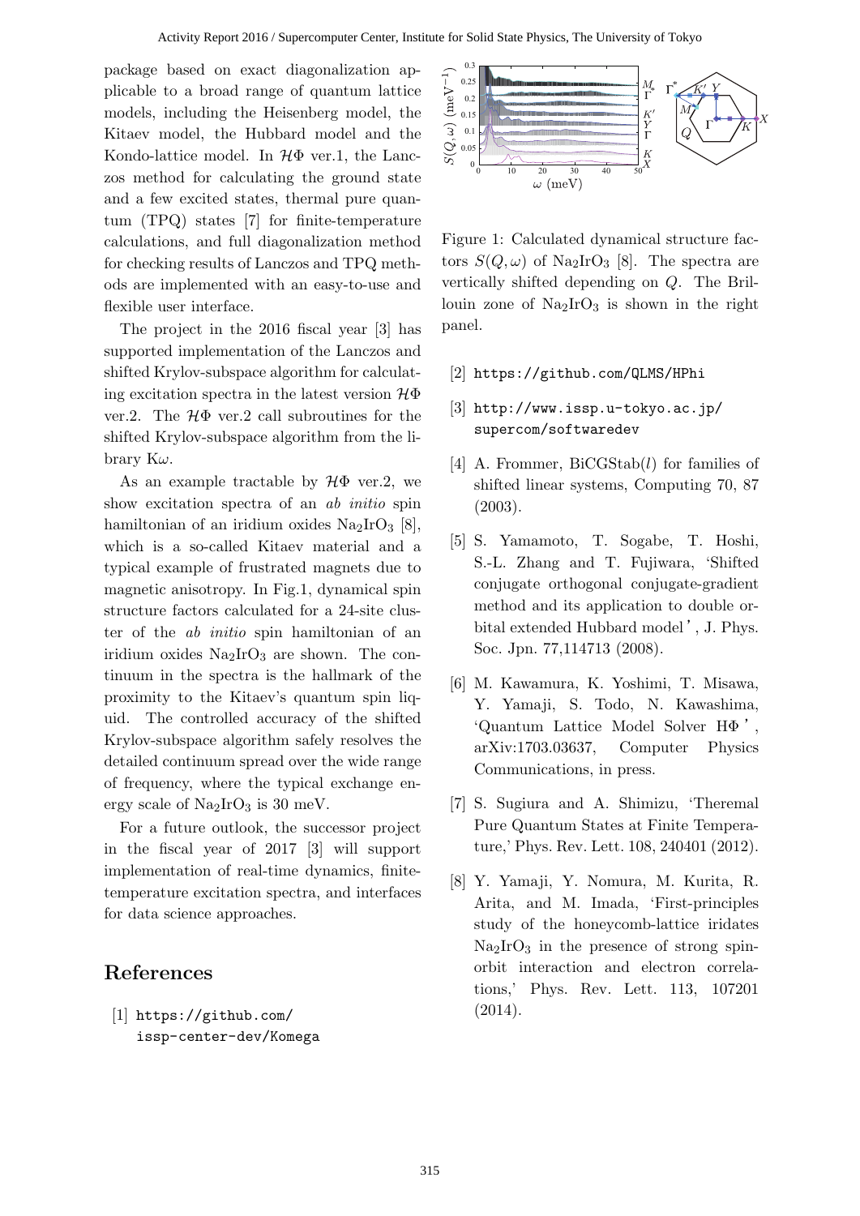package based on exact diagonalization applicable to a broad range of quantum lattice models, including the Heisenberg model, the Kitaev model, the Hubbard model and the Kondo-lattice model. In $\mathcal{H}\Phi$ ver.1, the Lanczos method for calculating the ground state and a few excited states, thermal pure quantum (TPQ) states [7] for finite-temperature calculations, and full diagonalization method for checking results of Lanczos and TPQ methods are implemented with an easy-to-use and flexible user interface.

The project in the 2016 fiscal year [3] has supported implementation of the Lanczos and shifted Krylov-subspace algorithm for calculating excitation spectra in the latest version $\mathcal{H}\Phi$ ver.2. The $\mathcal{H}\Phi$ ver.2 call subroutines for the shifted Krylov-subspace algorithm from the library K$\omega$.

As an example tractable by $\mathcal{H}\Phi$ ver.2, we show excitation spectra of an *ab initio* spin hamiltonian of an iridium oxides $Na_2IrO_3$ [8], which is a so-called Kitaev material and a typical example of frustrated magnets due to magnetic anisotropy. In Fig.1, dynamical spin structure factors calculated for a 24-site cluster of the *ab initio* spin hamiltonian of an iridium oxides $Na_2IrO_3$ are shown. The continuum in the spectra is the hallmark of the proximity to the Kitaev's quantum spin liquid. The controlled accuracy of the shifted Krylov-subspace algorithm safely resolves the detailed continuum spread over the wide range of frequency, where the typical exchange energy scale of $Na_2IrO_3$ is 30 meV.

For a future outlook, the successor project in the fiscal year of 2017 [3] will support implementation of real-time dynamics, finite-temperature excitation spectra, and interfaces for data science approaches.

Figure 1: Calculated dynamical structure factors $S(Q, \omega)$ of $Na_2IrO_3$ [8]. The spectra are vertically shifted depending on $Q$. The Brillouin zone of $Na_2IrO_3$ is shown in the right panel.

## References

[1] https://github.com/issp-center-dev/Komega

[2] https://github.com/QLMS/HPhi

[3] http://www.issp.u-tokyo.ac.jp/supercom/softwaredev

[4] A. Frommer, BiCGStab($l$) for families of shifted linear systems, Computing 70, 87 (2003).

[5] S. Yamamoto, T. Sogabe, T. Hoshi, S.-L. Zhang and T. Fujiwara, 'Shifted conjugate orthogonal conjugate-gradient method and its application to double orbital extended Hubbard model', J. Phys. Soc. Jpn. 77,114713 (2008).

[6] M. Kawamura, K. Yoshimi, T. Misawa, Y. Yamaji, S. Todo, N. Kawashima, 'Quantum Lattice Model Solver HΦ', arXiv:1703.03637, Computer Physics Communications, in press.

[7] S. Sugiura and A. Shimizu, 'Theremal Pure Quantum States at Finite Temperature,' Phys. Rev. Lett. 108, 240401 (2012).

[8] Y. Yamaji, Y. Nomura, M. Kurita, R. Arita, and M. Imada, 'First-principles study of the honeycomb-lattice iridates $Na_2IrO_3$ in the presence of strong spin-orbit interaction and electron correlations,' Phys. Rev. Lett. 113, 107201 (2014).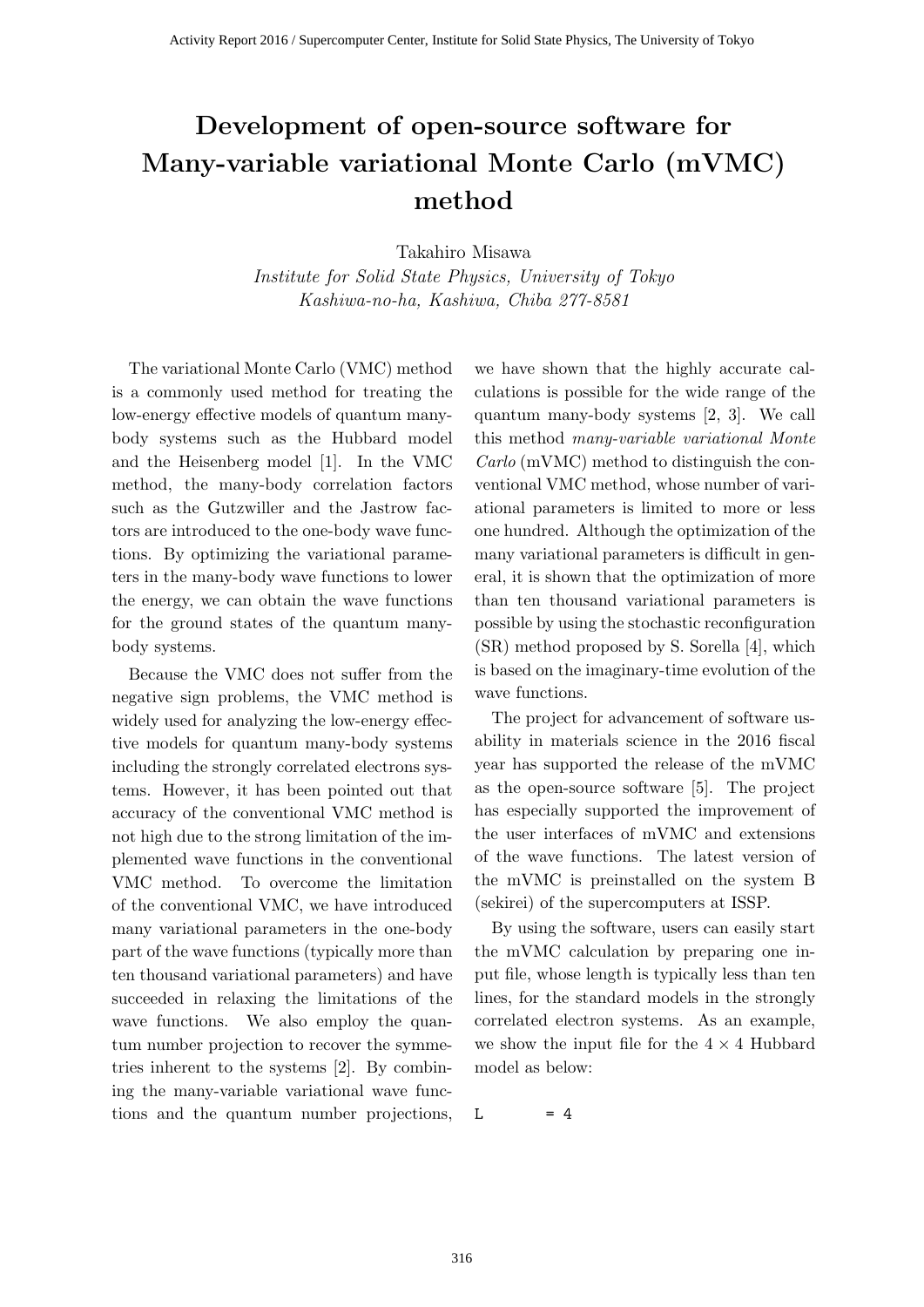# Development of open-source software for Many-variable variational Monte Carlo (mVMC) method

Takahiro Misawa

*Institute for Solid State Physics, University of Tokyo*
*Kashiwa-no-ha, Kashiwa, Chiba 277-8581*

The variational Monte Carlo (VMC) method is a commonly used method for treating the low-energy effective models of quantum many-body systems such as the Hubbard model and the Heisenberg model [1]. In the VMC method, the many-body correlation factors such as the Gutzwiller and the Jastrow factors are introduced to the one-body wave functions. By optimizing the variational parameters in the many-body wave functions to lower the energy, we can obtain the wave functions for the ground states of the quantum many-body systems.

Because the VMC does not suffer from the negative sign problems, the VMC method is widely used for analyzing the low-energy effective models for quantum many-body systems including the strongly correlated electrons systems. However, it has been pointed out that accuracy of the conventional VMC method is not high due to the strong limitation of the implemented wave functions in the conventional VMC method. To overcome the limitation of the conventional VMC, we have introduced many variational parameters in the one-body part of the wave functions (typically more than ten thousand variational parameters) and have succeeded in relaxing the limitations of the wave functions. We also employ the quantum number projection to recover the symmetries inherent to the systems [2]. By combining the many-variable variational wave functions and the quantum number projections, we have shown that the highly accurate calculations is possible for the wide range of the quantum many-body systems [2, 3]. We call this method *many-variable variational Monte Carlo* (mVMC) method to distinguish the conventional VMC method, whose number of variational parameters is limited to more or less one hundred. Although the optimization of the many variational parameters is difficult in general, it is shown that the optimization of more than ten thousand variational parameters is possible by using the stochastic reconfiguration (SR) method proposed by S. Sorella [4], which is based on the imaginary-time evolution of the wave functions.

The project for advancement of software usability in materials science in the 2016 fiscal year has supported the release of the mVMC as the open-source software [5]. The project has especially supported the improvement of the user interfaces of mVMC and extensions of the wave functions. The latest version of the mVMC is preinstalled on the system B (sekirei) of the supercomputers at ISSP.

By using the software, users can easily start the mVMC calculation by preparing one input file, whose length is typically less than ten lines, for the standard models in the strongly correlated electron systems. As an example, we show the input file for the $4 \times 4$ Hubbard model as below:

```
L       = 4
```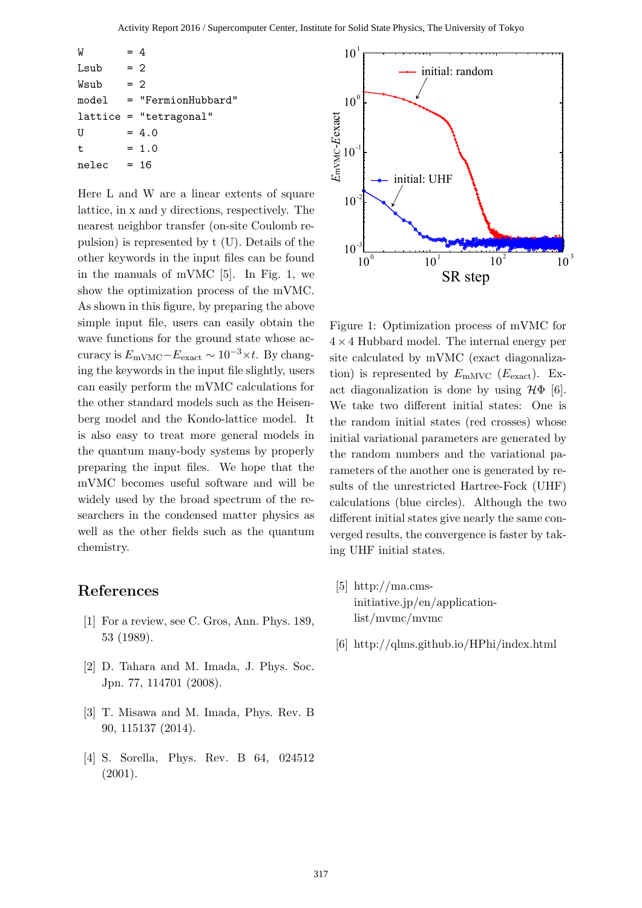```
W       = 4
Lsub    = 2
Wsub    = 2
model   = "FermionHubbard"
lattice = "tetragonal"
U       = 4.0
t       = 1.0
nelec   = 16
```

Here L and W are a linear extents of square lattice, in x and y directions, respectively. The nearest neighbor transfer (on-site Coulomb repulsion) is represented by t (U). Details of the other keywords in the input files can be found in the manuals of mVMC [5]. In Fig. 1, we show the optimization process of the mVMC. As shown in this figure, by preparing the above simple input file, users can easily obtain the wave functions for the ground state whose accuracy is $E_{\mathrm{mVMC}}-E_{\mathrm{exact}} \sim 10^{-3}\times t$. By changing the keywords in the input file slightly, users can easily perform the mVMC calculations for the other standard models such as the Heisenberg model and the Kondo-lattice model. It is also easy to treat more general models in the quantum many-body systems by properly preparing the input files. We hope that the mVMC becomes useful software and will be widely used by the broad spectrum of the researchers in the condensed matter physics as well as the other fields such as the quantum chemistry.

Figure 1: Optimization process of mVMC for $4\times 4$ Hubbard model. The internal energy per site calculated by mVMC (exact diagonalization) is represented by $E_{\mathrm{mMVC}}$ ($E_{\mathrm{exact}}$). Exact diagonalization is done by using $\mathcal{H}\Phi$ [6]. We take two different initial states: One is the random initial states (red crosses) whose initial variational parameters are generated by the random numbers and the variational parameters of the another one is generated by results of the unrestricted Hartree-Fock (UHF) calculations (blue circles). Although the two different initial states give nearly the same converged results, the convergence is faster by taking UHF initial states.

## References

[1] For a review, see C. Gros, Ann. Phys. 189, 53 (1989).

[2] D. Tahara and M. Imada, J. Phys. Soc. Jpn. 77, 114701 (2008).

[3] T. Misawa and M. Imada, Phys. Rev. B 90, 115137 (2014).

[4] S. Sorella, Phys. Rev. B 64, 024512 (2001).

[5] http://ma.cms-initiative.jp/en/application-list/mvmc/mvmc

[6] http://qlms.github.io/HPhi/index.html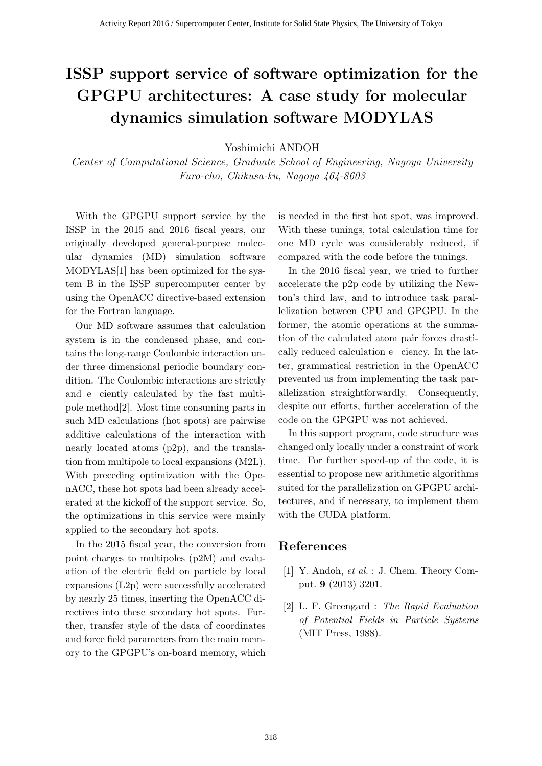# ISSP support service of software optimization for the GPGPU architectures: A case study for molecular dynamics simulation software MODYLAS

Yoshimichi ANDOH

*Center of Computational Science, Graduate School of Engineering, Nagoya University Furo-cho, Chikusa-ku, Nagoya 464-8603*

With the GPGPU support service by the ISSP in the 2015 and 2016 fiscal years, our originally developed general-purpose molecular dynamics (MD) simulation software MODYLAS[1] has been optimized for the system B in the ISSP supercomputer center by using the OpenACC directive-based extension for the Fortran language.

Our MD software assumes that calculation system is in the condensed phase, and contains the long-range Coulombic interaction under three dimensional periodic boundary condition. The Coulombic interactions are strictly and e ciently calculated by the fast multipole method[2]. Most time consuming parts in such MD calculations (hot spots) are pairwise additive calculations of the interaction with nearly located atoms (p2p), and the translation from multipole to local expansions (M2L). With preceding optimization with the OpenACC, these hot spots had been already accelerated at the kickoff of the support service. So, the optimizations in this service were mainly applied to the secondary hot spots.

In the 2015 fiscal year, the conversion from point charges to multipoles (p2M) and evaluation of the electric field on particle by local expansions (L2p) were successfully accelerated by nearly 25 times, inserting the OpenACC directives into these secondary hot spots. Further, transfer style of the data of coordinates and force field parameters from the main memory to the GPGPU's on-board memory, which is needed in the first hot spot, was improved. With these tunings, total calculation time for one MD cycle was considerably reduced, if compared with the code before the tunings.

In the 2016 fiscal year, we tried to further accelerate the p2p code by utilizing the Newton's third law, and to introduce task parallelization between CPU and GPGPU. In the former, the atomic operations at the summation of the calculated atom pair forces drastically reduced calculation e ciency. In the latter, grammatical restriction in the OpenACC prevented us from implementing the task parallelization straightforwardly. Consequently, despite our efforts, further acceleration of the code on the GPGPU was not achieved.

In this support program, code structure was changed only locally under a constraint of work time. For further speed-up of the code, it is essential to propose new arithmetic algorithms suited for the parallelization on GPGPU architectures, and if necessary, to implement them with the CUDA platform.

## References

[1] Y. Andoh, *et al.* : J. Chem. Theory Comput. **9** (2013) 3201.

[2] L. F. Greengard : *The Rapid Evaluation of Potential Fields in Particle Systems* (MIT Press, 1988).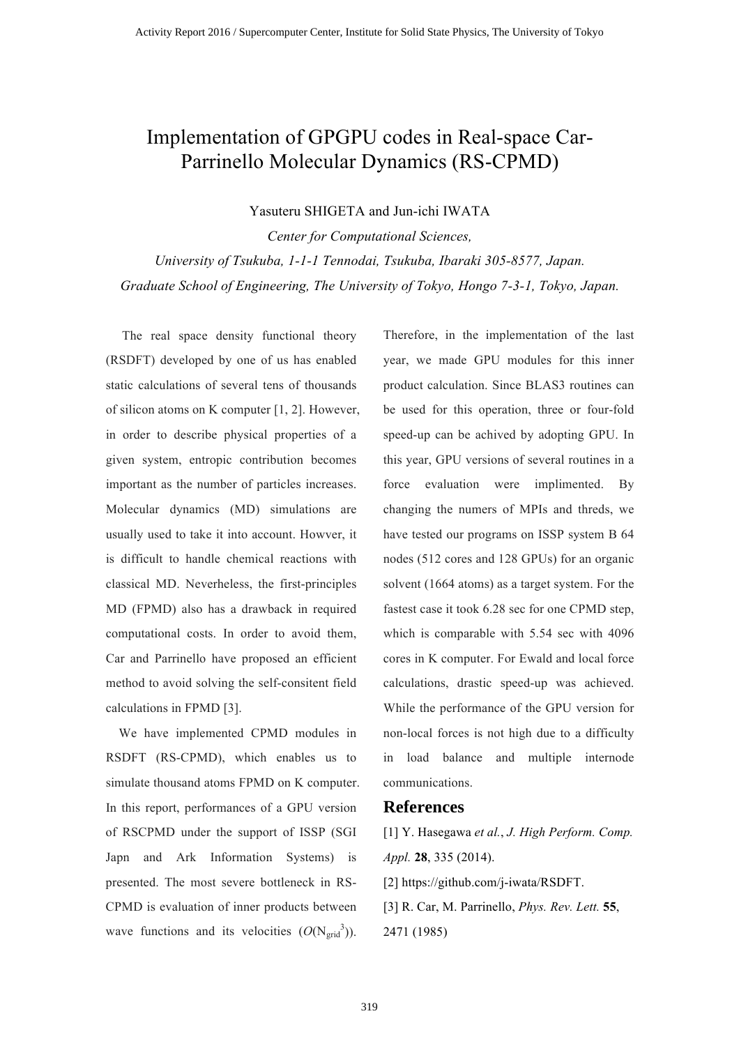# Implementation of GPGPU codes in Real-space Car-Parrinello Molecular Dynamics (RS-CPMD)

Yasuteru SHIGETA and Jun-ichi IWATA

*Center for Computational Sciences,*

*University of Tsukuba, 1-1-1 Tennodai, Tsukuba, Ibaraki 305-8577, Japan.*

*Graduate School of Engineering, The University of Tokyo, Hongo 7-3-1, Tokyo, Japan.*

The real space density functional theory (RSDFT) developed by one of us has enabled static calculations of several tens of thousands of silicon atoms on K computer [1, 2]. However, in order to describe physical properties of a given system, entropic contribution becomes important as the number of particles increases. Molecular dynamics (MD) simulations are usually used to take it into account. Howver, it is difficult to handle chemical reactions with classical MD. Neverheless, the first-principles MD (FPMD) also has a drawback in required computational costs. In order to avoid them, Car and Parrinello have proposed an efficient method to avoid solving the self-consitent field calculations in FPMD [3].

We have implemented CPMD modules in RSDFT (RS-CPMD), which enables us to simulate thousand atoms FPMD on K computer. In this report, performances of a GPU version of RSCPMD under the support of ISSP (SGI Japn and Ark Information Systems) is presented. The most severe bottleneck in RS-CPMD is evaluation of inner products between wave functions and its velocities ($O(N_{grid}^3)$). Therefore, in the implementation of the last year, we made GPU modules for this inner product calculation. Since BLAS3 routines can be used for this operation, three or four-fold speed-up can be achived by adopting GPU. In this year, GPU versions of several routines in a force evaluation were implimented. By changing the numers of MPIs and threds, we have tested our programs on ISSP system B 64 nodes (512 cores and 128 GPUs) for an organic solvent (1664 atoms) as a target system. For the fastest case it took 6.28 sec for one CPMD step, which is comparable with 5.54 sec with 4096 cores in K computer. For Ewald and local force calculations, drastic speed-up was achieved. While the performance of the GPU version for non-local forces is not high due to a difficulty in load balance and multiple internode communications.

## References

[1] Y. Hasegawa *et al.*, *J. High Perform. Comp. Appl.* **28**, 335 (2014).

[2] https://github.com/j-iwata/RSDFT.

[3] R. Car, M. Parrinello, *Phys. Rev. Lett.* **55**, 2471 (1985)